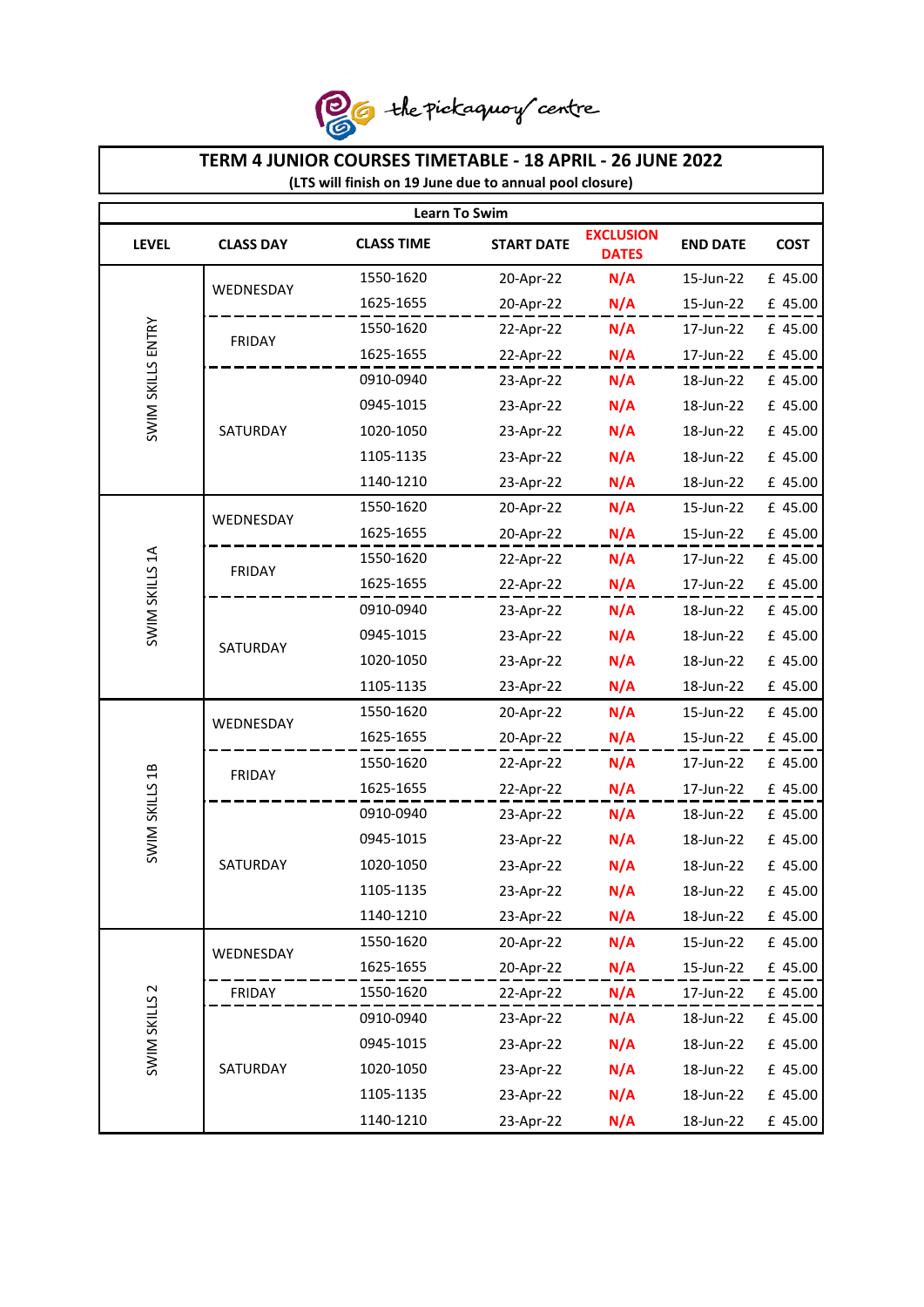the pickaquoy centre

# TERM 4 JUNIOR COURSES TIMETABLE - 18 APRIL - 26 JUNE 2022

**(LTS will finish on 19 June due to annual pool closure)**

## Learn To Swim

| LEVEL | CLASS DAY | CLASS TIME | START DATE | EXCLUSION DATES | END DATE | COST |
|---|---|---|---|---|---|---|
| SWIM SKILLS ENTRY | WEDNESDAY | 1550-1620 | 20-Apr-22 | N/A | 15-Jun-22 | £ 45.00 |
| | | 1625-1655 | 20-Apr-22 | N/A | 15-Jun-22 | £ 45.00 |
| | FRIDAY | 1550-1620 | 22-Apr-22 | N/A | 17-Jun-22 | £ 45.00 |
| | | 1625-1655 | 22-Apr-22 | N/A | 17-Jun-22 | £ 45.00 |
| | SATURDAY | 0910-0940 | 23-Apr-22 | N/A | 18-Jun-22 | £ 45.00 |
| | | 0945-1015 | 23-Apr-22 | N/A | 18-Jun-22 | £ 45.00 |
| | | 1020-1050 | 23-Apr-22 | N/A | 18-Jun-22 | £ 45.00 |
| | | 1105-1135 | 23-Apr-22 | N/A | 18-Jun-22 | £ 45.00 |
| | | 1140-1210 | 23-Apr-22 | N/A | 18-Jun-22 | £ 45.00 |
| SWIM SKILLS 1A | WEDNESDAY | 1550-1620 | 20-Apr-22 | N/A | 15-Jun-22 | £ 45.00 |
| | | 1625-1655 | 20-Apr-22 | N/A | 15-Jun-22 | £ 45.00 |
| | FRIDAY | 1550-1620 | 22-Apr-22 | N/A | 17-Jun-22 | £ 45.00 |
| | | 1625-1655 | 22-Apr-22 | N/A | 17-Jun-22 | £ 45.00 |
| | SATURDAY | 0910-0940 | 23-Apr-22 | N/A | 18-Jun-22 | £ 45.00 |
| | | 0945-1015 | 23-Apr-22 | N/A | 18-Jun-22 | £ 45.00 |
| | | 1020-1050 | 23-Apr-22 | N/A | 18-Jun-22 | £ 45.00 |
| | | 1105-1135 | 23-Apr-22 | N/A | 18-Jun-22 | £ 45.00 |
| SWIM SKILLS 1B | WEDNESDAY | 1550-1620 | 20-Apr-22 | N/A | 15-Jun-22 | £ 45.00 |
| | | 1625-1655 | 20-Apr-22 | N/A | 15-Jun-22 | £ 45.00 |
| | FRIDAY | 1550-1620 | 22-Apr-22 | N/A | 17-Jun-22 | £ 45.00 |
| | | 1625-1655 | 22-Apr-22 | N/A | 17-Jun-22 | £ 45.00 |
| | SATURDAY | 0910-0940 | 23-Apr-22 | N/A | 18-Jun-22 | £ 45.00 |
| | | 0945-1015 | 23-Apr-22 | N/A | 18-Jun-22 | £ 45.00 |
| | | 1020-1050 | 23-Apr-22 | N/A | 18-Jun-22 | £ 45.00 |
| | | 1105-1135 | 23-Apr-22 | N/A | 18-Jun-22 | £ 45.00 |
| | | 1140-1210 | 23-Apr-22 | N/A | 18-Jun-22 | £ 45.00 |
| SWIM SKILLS 2 | WEDNESDAY | 1550-1620 | 20-Apr-22 | N/A | 15-Jun-22 | £ 45.00 |
| | | 1625-1655 | 20-Apr-22 | N/A | 15-Jun-22 | £ 45.00 |
| | FRIDAY | 1550-1620 | 22-Apr-22 | N/A | 17-Jun-22 | £ 45.00 |
| | SATURDAY | 0910-0940 | 23-Apr-22 | N/A | 18-Jun-22 | £ 45.00 |
| | | 0945-1015 | 23-Apr-22 | N/A | 18-Jun-22 | £ 45.00 |
| | | 1020-1050 | 23-Apr-22 | N/A | 18-Jun-22 | £ 45.00 |
| | | 1105-1135 | 23-Apr-22 | N/A | 18-Jun-22 | £ 45.00 |
| | | 1140-1210 | 23-Apr-22 | N/A | 18-Jun-22 | £ 45.00 |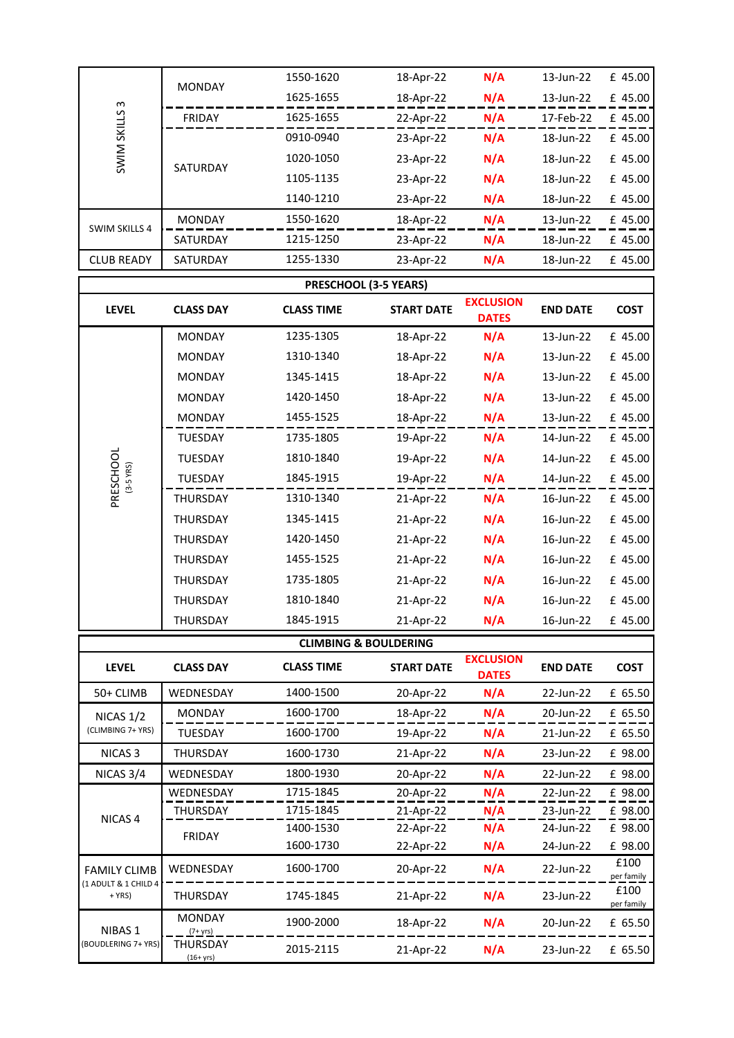| LEVEL | CLASS DAY | CLASS TIME | START DATE | EXCLUSION DATES | END DATE | COST |
|---|---|---|---|---|---|---|
| SWIM SKILLS 3 | MONDAY | 1550-1620 | 18-Apr-22 | N/A | 13-Jun-22 | £ 45.00 |
| | | 1625-1655 | 18-Apr-22 | N/A | 13-Jun-22 | £ 45.00 |
| | FRIDAY | 1625-1655 | 22-Apr-22 | N/A | 17-Feb-22 | £ 45.00 |
| | SATURDAY | 0910-0940 | 23-Apr-22 | N/A | 18-Jun-22 | £ 45.00 |
| | | 1020-1050 | 23-Apr-22 | N/A | 18-Jun-22 | £ 45.00 |
| | | 1105-1135 | 23-Apr-22 | N/A | 18-Jun-22 | £ 45.00 |
| | | 1140-1210 | 23-Apr-22 | N/A | 18-Jun-22 | £ 45.00 |
| SWIM SKILLS 4 | MONDAY | 1550-1620 | 18-Apr-22 | N/A | 13-Jun-22 | £ 45.00 |
| | SATURDAY | 1215-1250 | 23-Apr-22 | N/A | 18-Jun-22 | £ 45.00 |
| CLUB READY | SATURDAY | 1255-1330 | 23-Apr-22 | N/A | 18-Jun-22 | £ 45.00 |

**PRESCHOOL (3-5 YEARS)**

| LEVEL | CLASS DAY | CLASS TIME | START DATE | EXCLUSION DATES | END DATE | COST |
|---|---|---|---|---|---|---|
| PRESCHOOL (3-5 YRS) | MONDAY | 1235-1305 | 18-Apr-22 | N/A | 13-Jun-22 | £ 45.00 |
| | MONDAY | 1310-1340 | 18-Apr-22 | N/A | 13-Jun-22 | £ 45.00 |
| | MONDAY | 1345-1415 | 18-Apr-22 | N/A | 13-Jun-22 | £ 45.00 |
| | MONDAY | 1420-1450 | 18-Apr-22 | N/A | 13-Jun-22 | £ 45.00 |
| | MONDAY | 1455-1525 | 18-Apr-22 | N/A | 13-Jun-22 | £ 45.00 |
| | TUESDAY | 1735-1805 | 19-Apr-22 | N/A | 14-Jun-22 | £ 45.00 |
| | TUESDAY | 1810-1840 | 19-Apr-22 | N/A | 14-Jun-22 | £ 45.00 |
| | TUESDAY | 1845-1915 | 19-Apr-22 | N/A | 14-Jun-22 | £ 45.00 |
| | THURSDAY | 1310-1340 | 21-Apr-22 | N/A | 16-Jun-22 | £ 45.00 |
| | THURSDAY | 1345-1415 | 21-Apr-22 | N/A | 16-Jun-22 | £ 45.00 |
| | THURSDAY | 1420-1450 | 21-Apr-22 | N/A | 16-Jun-22 | £ 45.00 |
| | THURSDAY | 1455-1525 | 21-Apr-22 | N/A | 16-Jun-22 | £ 45.00 |
| | THURSDAY | 1735-1805 | 21-Apr-22 | N/A | 16-Jun-22 | £ 45.00 |
| | THURSDAY | 1810-1840 | 21-Apr-22 | N/A | 16-Jun-22 | £ 45.00 |
| | THURSDAY | 1845-1915 | 21-Apr-22 | N/A | 16-Jun-22 | £ 45.00 |

**CLIMBING & BOULDERING**

| LEVEL | CLASS DAY | CLASS TIME | START DATE | EXCLUSION DATES | END DATE | COST |
|---|---|---|---|---|---|---|
| 50+ CLIMB | WEDNESDAY | 1400-1500 | 20-Apr-22 | N/A | 22-Jun-22 | £ 65.50 |
| NICAS 1/2 (CLIMBING 7+ YRS) | MONDAY | 1600-1700 | 18-Apr-22 | N/A | 20-Jun-22 | £ 65.50 |
| | TUESDAY | 1600-1700 | 19-Apr-22 | N/A | 21-Jun-22 | £ 65.50 |
| NICAS 3 | THURSDAY | 1600-1730 | 21-Apr-22 | N/A | 23-Jun-22 | £ 98.00 |
| NICAS 3/4 | WEDNESDAY | 1800-1930 | 20-Apr-22 | N/A | 22-Jun-22 | £ 98.00 |
| NICAS 4 | WEDNESDAY | 1715-1845 | 20-Apr-22 | N/A | 22-Jun-22 | £ 98.00 |
| | THURSDAY | 1715-1845 | 21-Apr-22 | N/A | 23-Jun-22 | £ 98.00 |
| | FRIDAY | 1400-1530 | 22-Apr-22 | N/A | 24-Jun-22 | £ 98.00 |
| | | 1600-1730 | 22-Apr-22 | N/A | 24-Jun-22 | £ 98.00 |
| FAMILY CLIMB (1 ADULT & 1 CHILD 4 + YRS) | WEDNESDAY | 1600-1700 | 20-Apr-22 | N/A | 22-Jun-22 | £100 per family |
| | THURSDAY | 1745-1845 | 21-Apr-22 | N/A | 23-Jun-22 | £100 per family |
| NIBAS 1 (BOULDERING 7+ YRS) | MONDAY (7+ yrs) | 1900-2000 | 18-Apr-22 | N/A | 20-Jun-22 | £ 65.50 |
| | THURSDAY (16+ yrs) | 2015-2115 | 21-Apr-22 | N/A | 23-Jun-22 | £ 65.50 |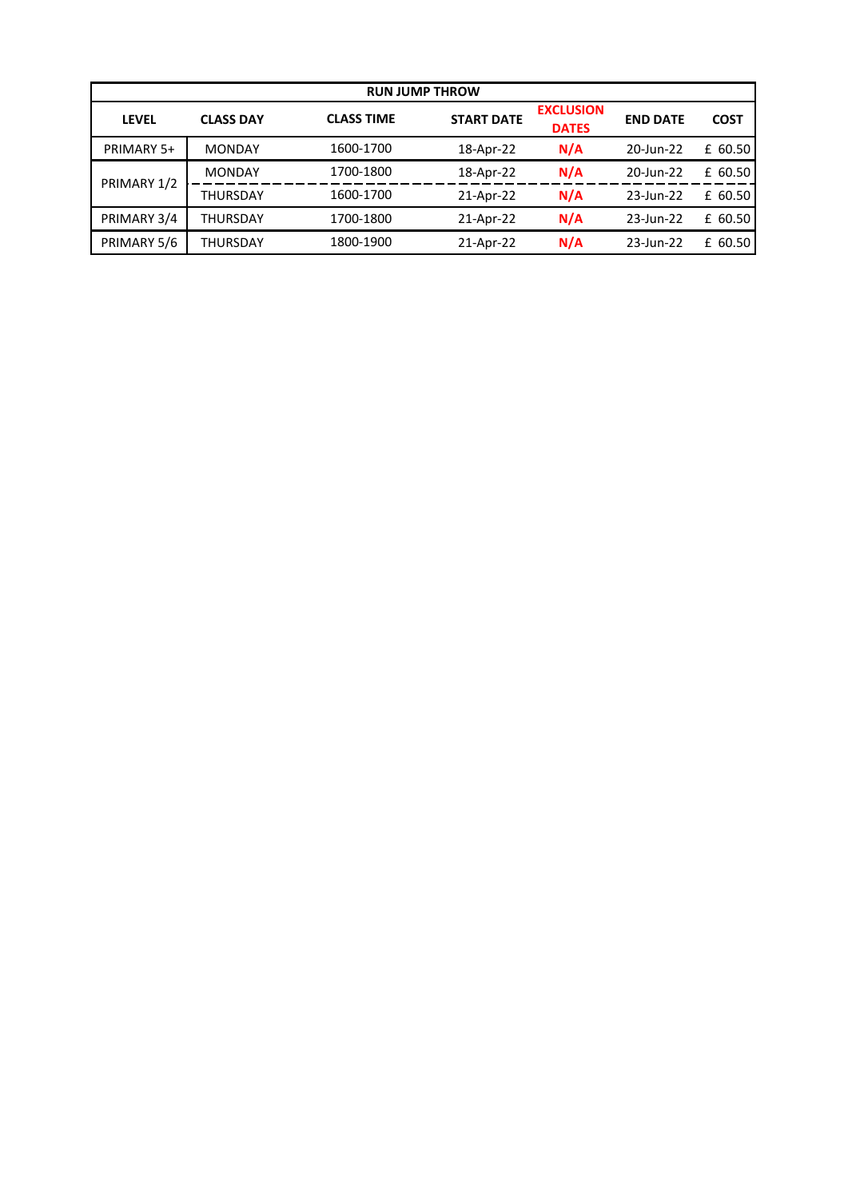| RUN JUMP THROW | | | | | | |
|---|---|---|---|---|---|---|
| **LEVEL** | **CLASS DAY** | **CLASS TIME** | **START DATE** | **EXCLUSION DATES** | **END DATE** | **COST** |
| PRIMARY 5+ | MONDAY | 1600-1700 | 18-Apr-22 | N/A | 20-Jun-22 | £ 60.50 |
| PRIMARY 1/2 | MONDAY | 1700-1800 | 18-Apr-22 | N/A | 20-Jun-22 | £ 60.50 |
| | THURSDAY | 1600-1700 | 21-Apr-22 | N/A | 23-Jun-22 | £ 60.50 |
| PRIMARY 3/4 | THURSDAY | 1700-1800 | 21-Apr-22 | N/A | 23-Jun-22 | £ 60.50 |
| PRIMARY 5/6 | THURSDAY | 1800-1900 | 21-Apr-22 | N/A | 23-Jun-22 | £ 60.50 |